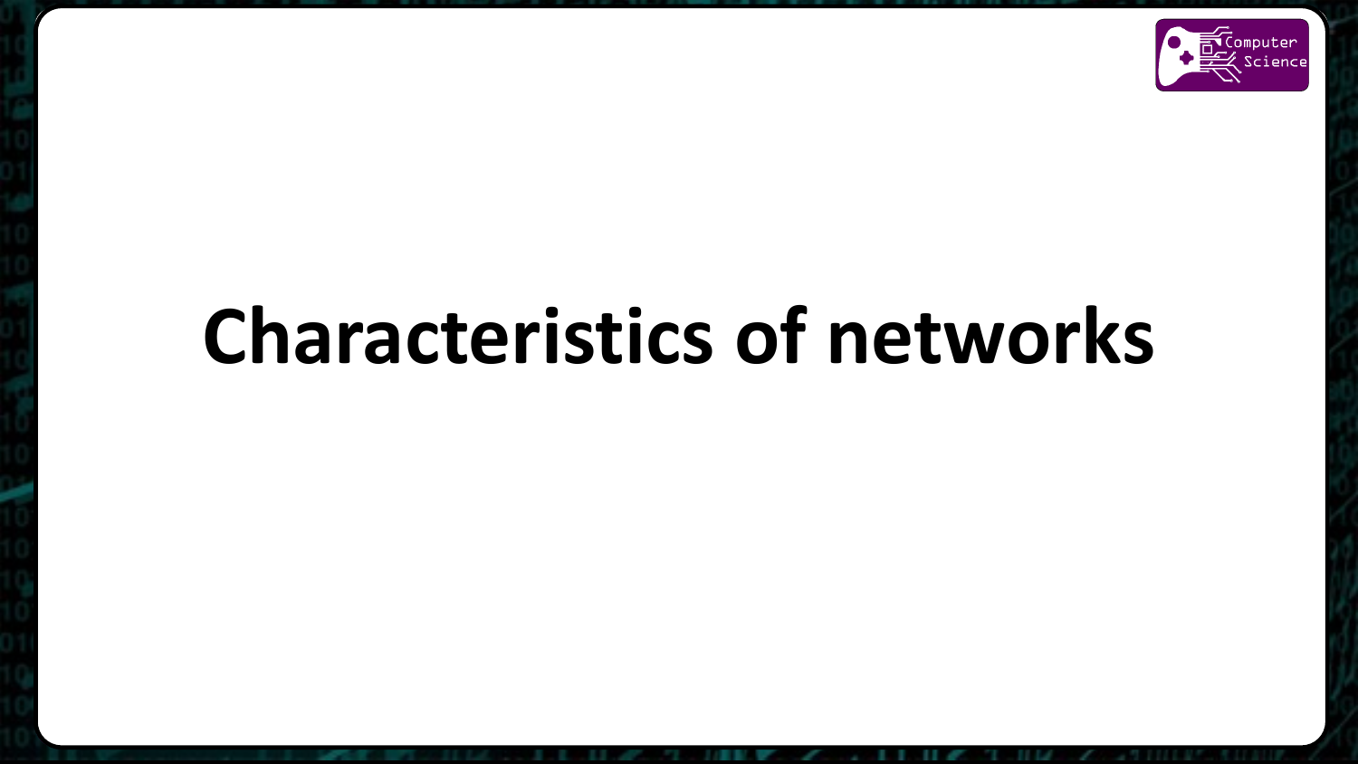# Characteristics of networks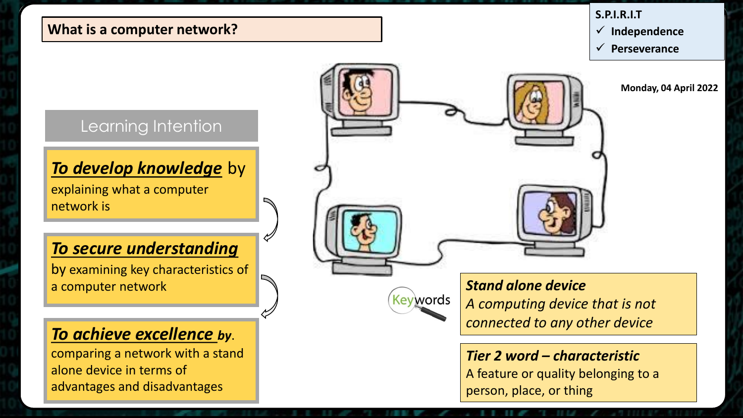## What is a computer network?

**S.P.I.R.I.T**

- ✓ **Independence**
- ✓ **Perseverance**

**Monday, 04 April 2022**

### Learning Intention

***To develop knowledge*** by explaining what a computer network is

***To secure understanding*** by examining key characteristics of a computer network

***To achieve excellence by.*** comparing a network with a stand alone device in terms of advantages and disadvantages

Keywords

***Stand alone device***
*A computing device that is not connected to any other device*

***Tier 2 word – characteristic***
A feature or quality belonging to a person, place, or thing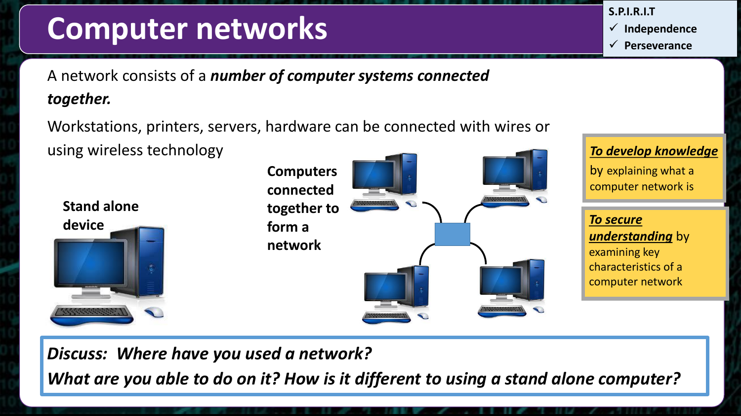# Computer networks

**S.P.I.R.I.T**
- ✓ Independence
- ✓ Perseverance

A network consists of a ***number of computer systems connected together.***

Workstations, printers, servers, hardware can be connected with wires or using wireless technology

**Stand alone device**

**Computers connected together to form a network**

***To develop knowledge*** by explaining what a computer network is

***To secure understanding*** by examining key characteristics of a computer network

***Discuss: Where have you used a network?***
***What are you able to do on it? How is it different to using a stand alone computer?***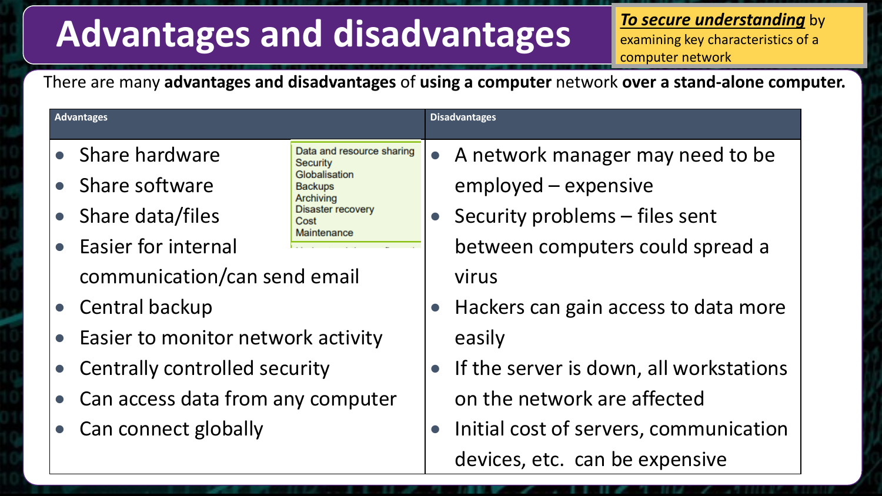# Advantages and disadvantages

***To secure understanding*** by examining key characteristics of a computer network

There are many **advantages and disadvantages** of **using a computer** network **over a stand-alone computer.**

| Advantages | Disadvantages |
| --- | --- |
| • Share hardware<br>• Share software<br>• Share data/files<br>• Easier for internal communication/can send email<br>• Central backup<br>• Easier to monitor network activity<br>• Centrally controlled security<br>• Can access data from any computer<br>• Can connect globally | • A network manager may need to be employed – expensive<br>• Security problems – files sent between computers could spread a virus<br>• Hackers can gain access to data more easily<br>• If the server is down, all workstations on the network are affected<br>• Initial cost of servers, communication devices, etc. can be expensive |

Data and resource sharing
Security
Globalisation
Backups
Archiving
Disaster recovery
Cost
Maintenance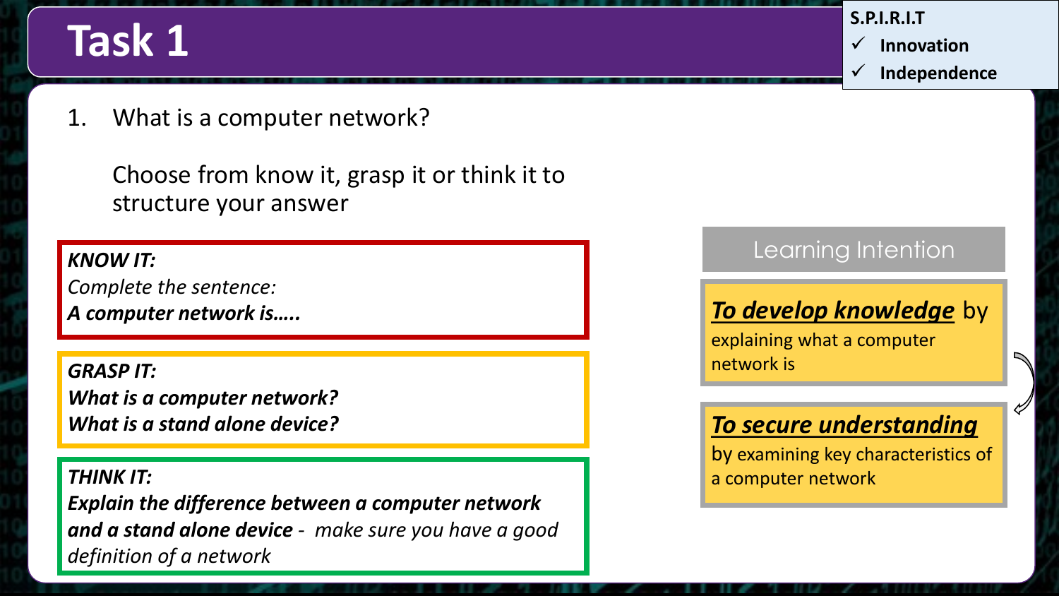# Task 1

**S.P.I.R.I.T**

- ✓ **Innovation**
- ✓ **Independence**

1. What is a computer network?

   Choose from know it, grasp it or think it to structure your answer

***KNOW IT:***
*Complete the sentence:*
***A computer network is…..***

***GRASP IT:***
***What is a computer network?***
***What is a stand alone device?***

***THINK IT:***
***Explain the difference between a computer network and a stand alone device*** - *make sure you have a good definition of a network*

## Learning Intention

***To develop knowledge*** by explaining what a computer network is

***To secure understanding*** by examining key characteristics of a computer network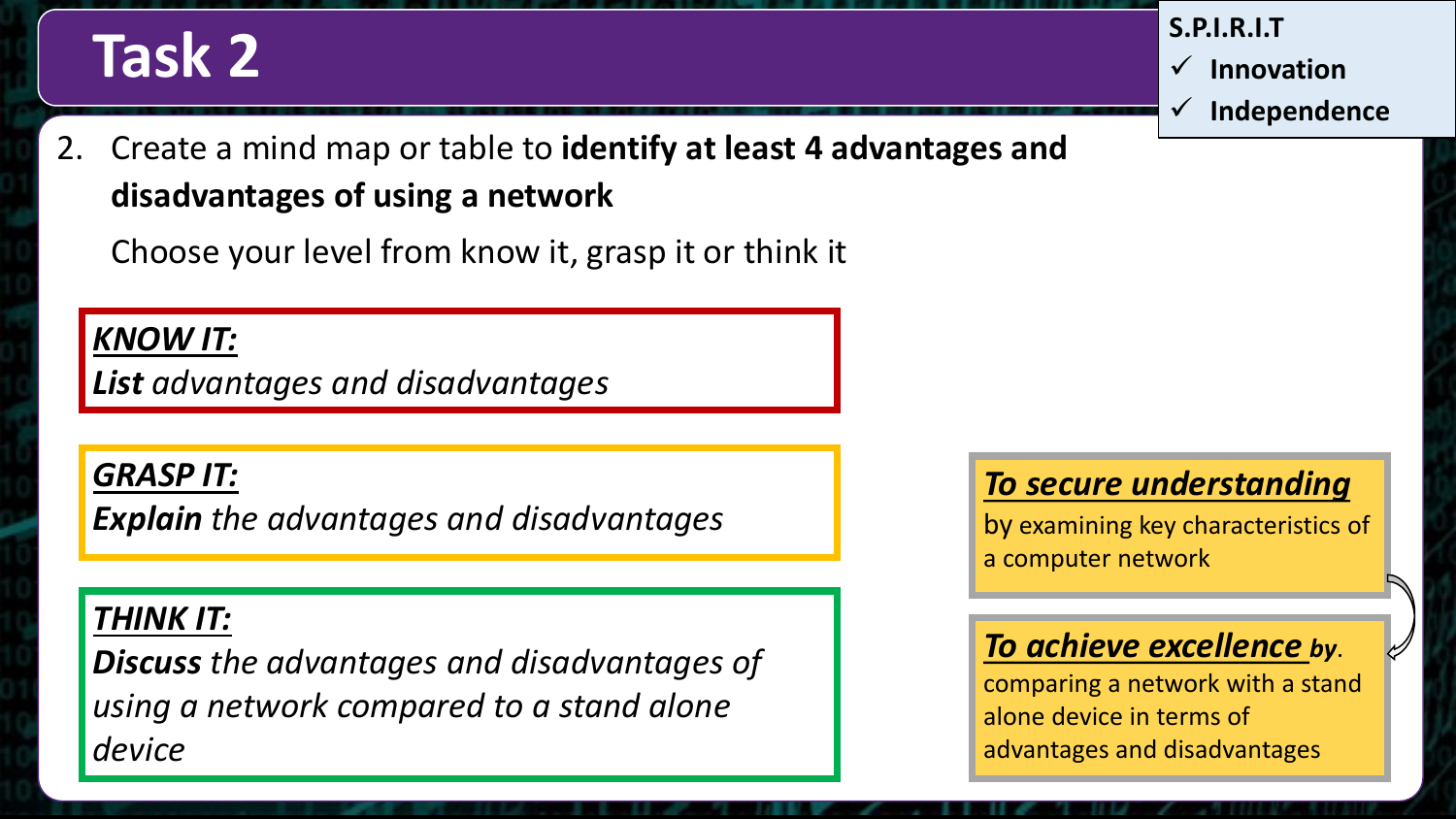# Task 2

**S.P.I.R.I.T**
- ✓ **Innovation**
- ✓ **Independence**

2. Create a mind map or table to **identify at least 4 advantages and disadvantages of using a network**

   Choose your level from know it, grasp it or think it

***KNOW IT:***
***List** advantages and disadvantages*

***GRASP IT:***
***Explain** the advantages and disadvantages*

***THINK IT:***
***Discuss** the advantages and disadvantages of using a network compared to a stand alone device*

***To secure understanding***
by examining key characteristics of a computer network

***To achieve excellence by**.*
comparing a network with a stand alone device in terms of advantages and disadvantages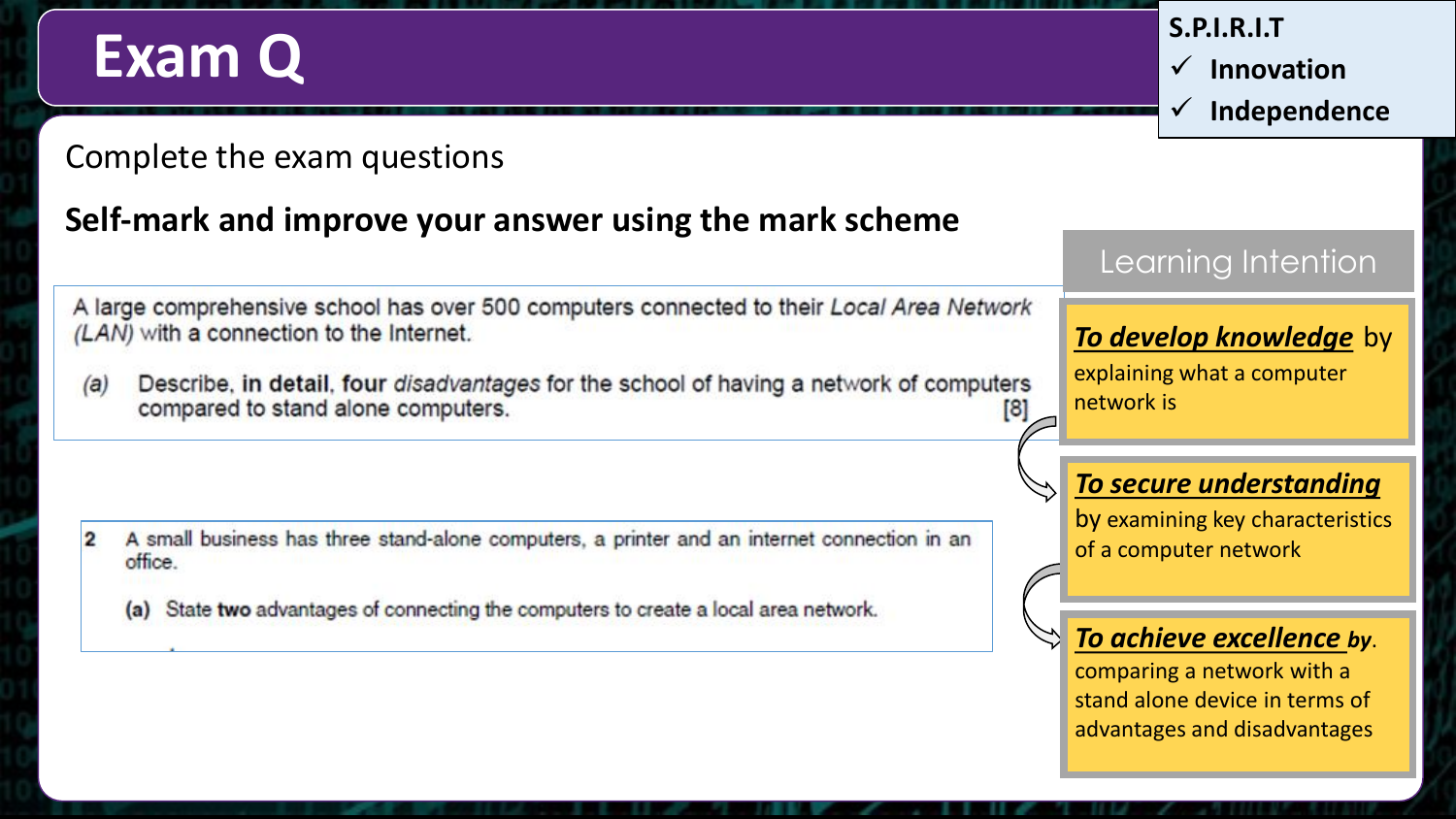# Exam Q

**S.P.I.R.I.T**

- ✓ **Innovation**
- ✓ **Independence**

Complete the exam questions

**Self-mark and improve your answer using the mark scheme**

A large comprehensive school has over 500 computers connected to their *Local Area Network (LAN)* with a connection to the Internet.

(a) Describe, **in detail**, **four** *disadvantages* for the school of having a network of computers compared to stand alone computers. [8]

**2** A small business has three stand-alone computers, a printer and an internet connection in an office.

**(a)** State **two** advantages of connecting the computers to create a local area network.

## Learning Intention

***To develop knowledge*** by explaining what a computer network is

***To secure understanding*** by examining key characteristics of a computer network

***To achieve excellence by.*** comparing a network with a stand alone device in terms of advantages and disadvantages